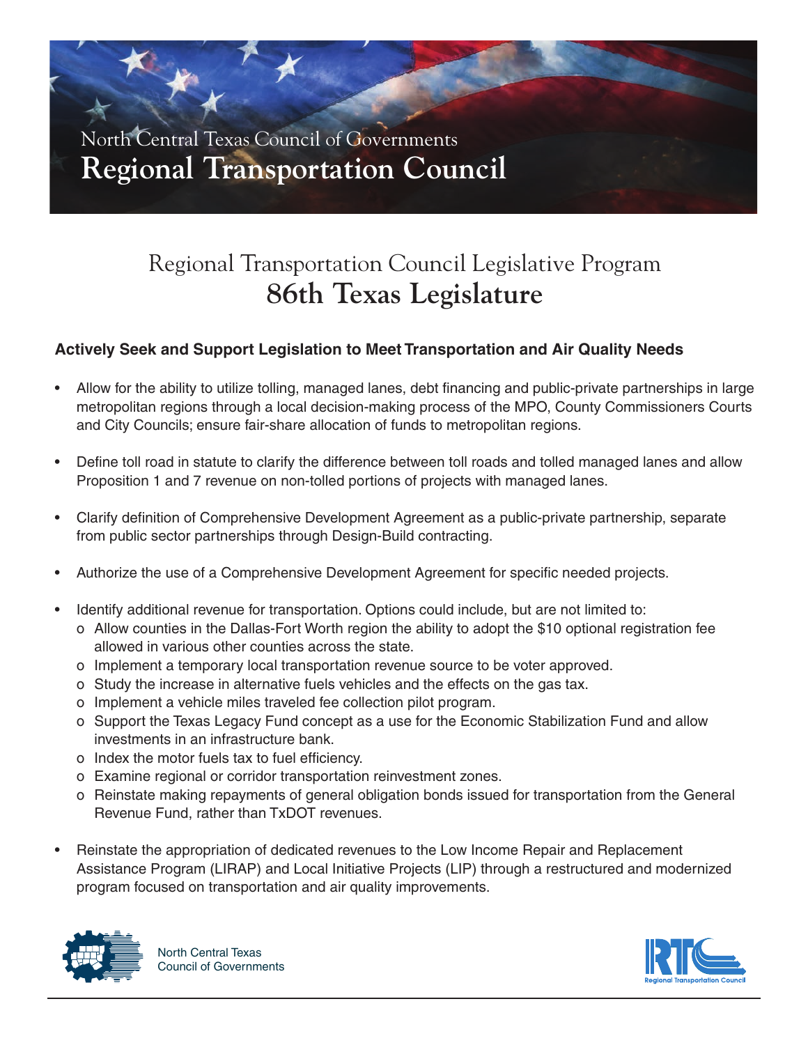North Central Texas Council of Governments
# Regional Transportation Council

## Regional Transportation Council Legislative Program
## 86th Texas Legislature

### Actively Seek and Support Legislation to Meet Transportation and Air Quality Needs

- Allow for the ability to utilize tolling, managed lanes, debt financing and public-private partnerships in large metropolitan regions through a local decision-making process of the MPO, County Commissioners Courts and City Councils; ensure fair-share allocation of funds to metropolitan regions.

- Define toll road in statute to clarify the difference between toll roads and tolled managed lanes and allow Proposition 1 and 7 revenue on non-tolled portions of projects with managed lanes.

- Clarify definition of Comprehensive Development Agreement as a public-private partnership, separate from public sector partnerships through Design-Build contracting.

- Authorize the use of a Comprehensive Development Agreement for specific needed projects.

- Identify additional revenue for transportation. Options could include, but are not limited to:
  - Allow counties in the Dallas-Fort Worth region the ability to adopt the $10 optional registration fee allowed in various other counties across the state.
  - Implement a temporary local transportation revenue source to be voter approved.
  - Study the increase in alternative fuels vehicles and the effects on the gas tax.
  - Implement a vehicle miles traveled fee collection pilot program.
  - Support the Texas Legacy Fund concept as a use for the Economic Stabilization Fund and allow investments in an infrastructure bank.
  - Index the motor fuels tax to fuel efficiency.
  - Examine regional or corridor transportation reinvestment zones.
  - Reinstate making repayments of general obligation bonds issued for transportation from the General Revenue Fund, rather than TxDOT revenues.

- Reinstate the appropriation of dedicated revenues to the Low Income Repair and Replacement Assistance Program (LIRAP) and Local Initiative Projects (LIP) through a restructured and modernized program focused on transportation and air quality improvements.

North Central Texas Council of Governments

Regional Transportation Council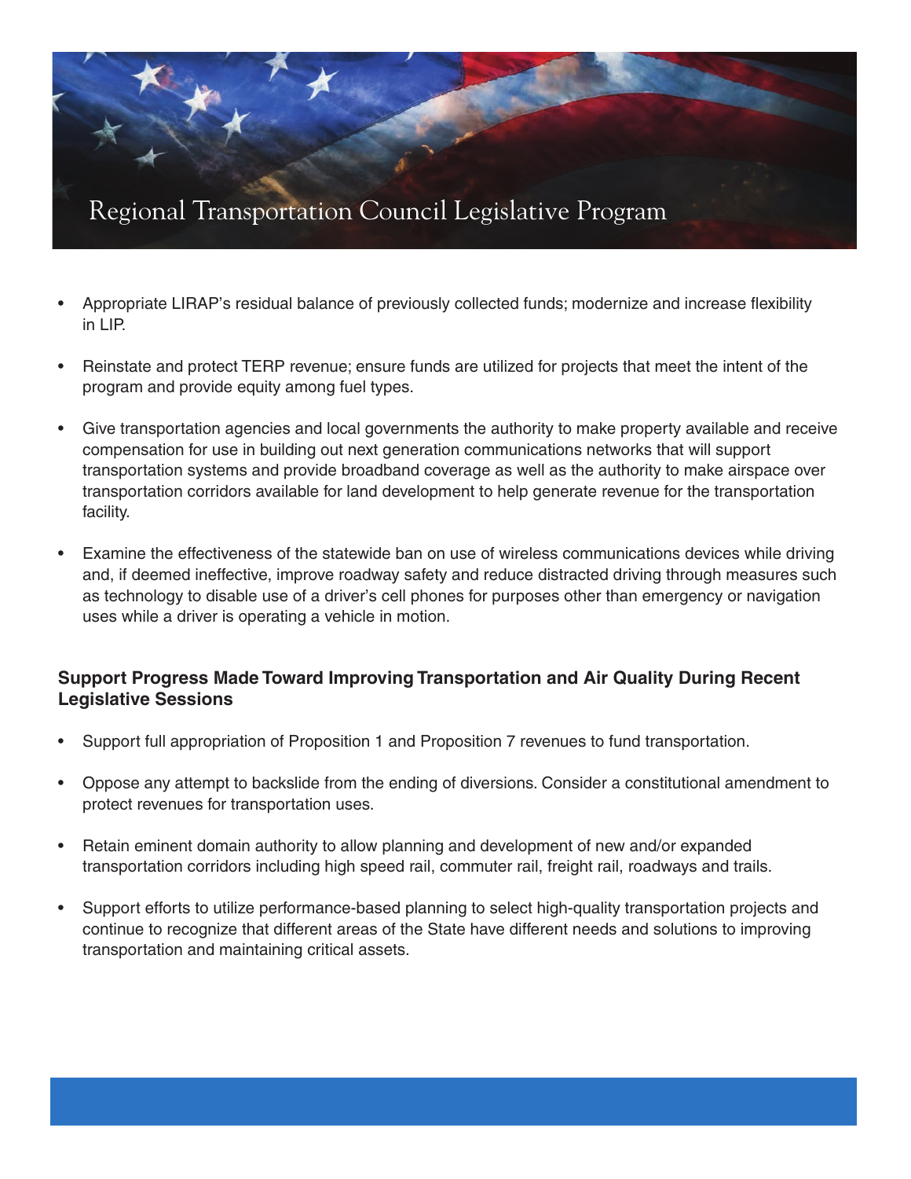- Appropriate LIRAP's residual balance of previously collected funds; modernize and increase flexibility in LIP.

- Reinstate and protect TERP revenue; ensure funds are utilized for projects that meet the intent of the program and provide equity among fuel types.

- Give transportation agencies and local governments the authority to make property available and receive compensation for use in building out next generation communications networks that will support transportation systems and provide broadband coverage as well as the authority to make airspace over transportation corridors available for land development to help generate revenue for the transportation facility.

- Examine the effectiveness of the statewide ban on use of wireless communications devices while driving and, if deemed ineffective, improve roadway safety and reduce distracted driving through measures such as technology to disable use of a driver's cell phones for purposes other than emergency or navigation uses while a driver is operating a vehicle in motion.

## Support Progress Made Toward Improving Transportation and Air Quality During Recent Legislative Sessions

- Support full appropriation of Proposition 1 and Proposition 7 revenues to fund transportation.

- Oppose any attempt to backslide from the ending of diversions. Consider a constitutional amendment to protect revenues for transportation uses.

- Retain eminent domain authority to allow planning and development of new and/or expanded transportation corridors including high speed rail, commuter rail, freight rail, roadways and trails.

- Support efforts to utilize performance-based planning to select high-quality transportation projects and continue to recognize that different areas of the State have different needs and solutions to improving transportation and maintaining critical assets.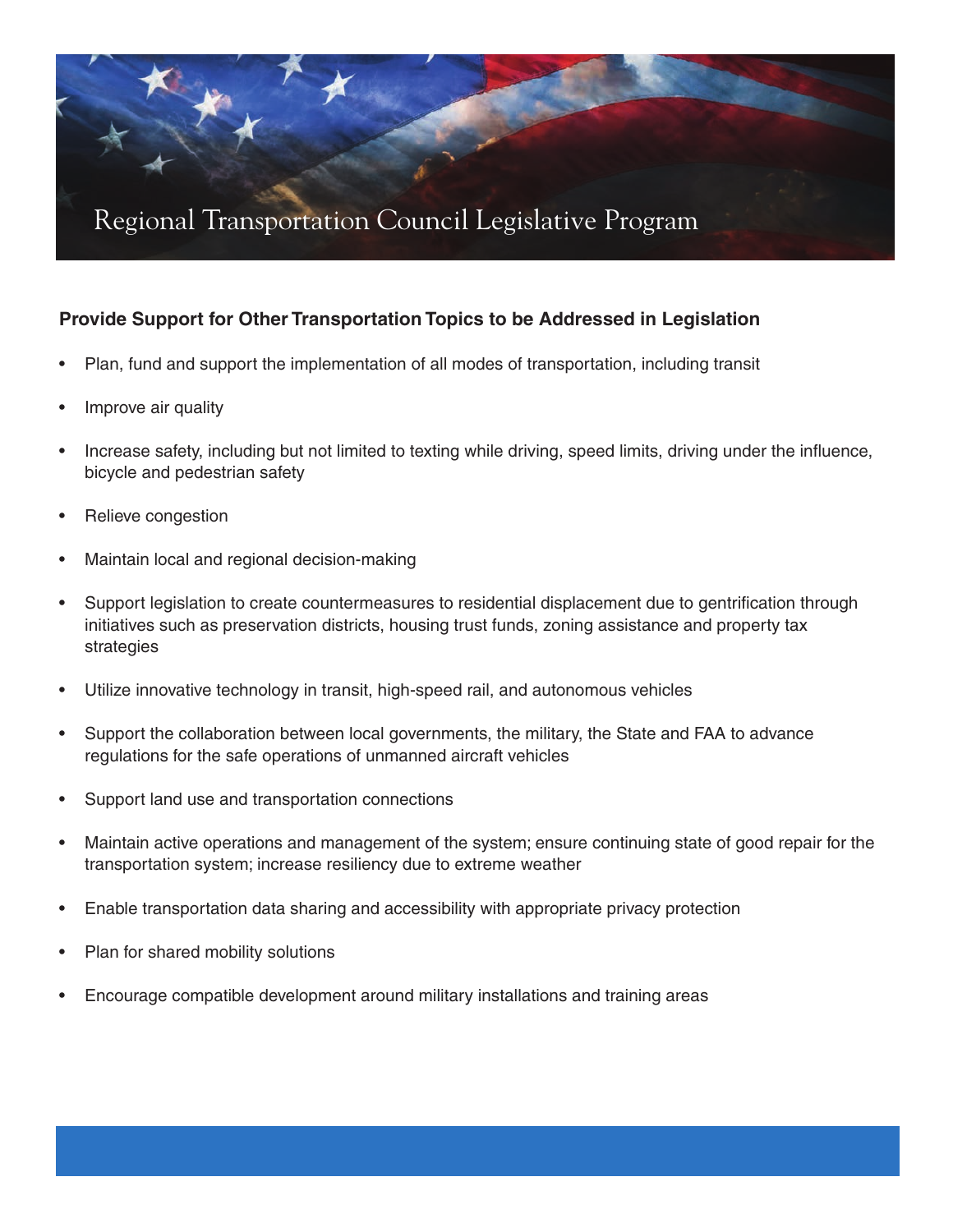# Regional Transportation Council Legislative Program

## Provide Support for Other Transportation Topics to be Addressed in Legislation

- Plan, fund and support the implementation of all modes of transportation, including transit
- Improve air quality
- Increase safety, including but not limited to texting while driving, speed limits, driving under the influence, bicycle and pedestrian safety
- Relieve congestion
- Maintain local and regional decision-making
- Support legislation to create countermeasures to residential displacement due to gentrification through initiatives such as preservation districts, housing trust funds, zoning assistance and property tax strategies
- Utilize innovative technology in transit, high-speed rail, and autonomous vehicles
- Support the collaboration between local governments, the military, the State and FAA to advance regulations for the safe operations of unmanned aircraft vehicles
- Support land use and transportation connections
- Maintain active operations and management of the system; ensure continuing state of good repair for the transportation system; increase resiliency due to extreme weather
- Enable transportation data sharing and accessibility with appropriate privacy protection
- Plan for shared mobility solutions
- Encourage compatible development around military installations and training areas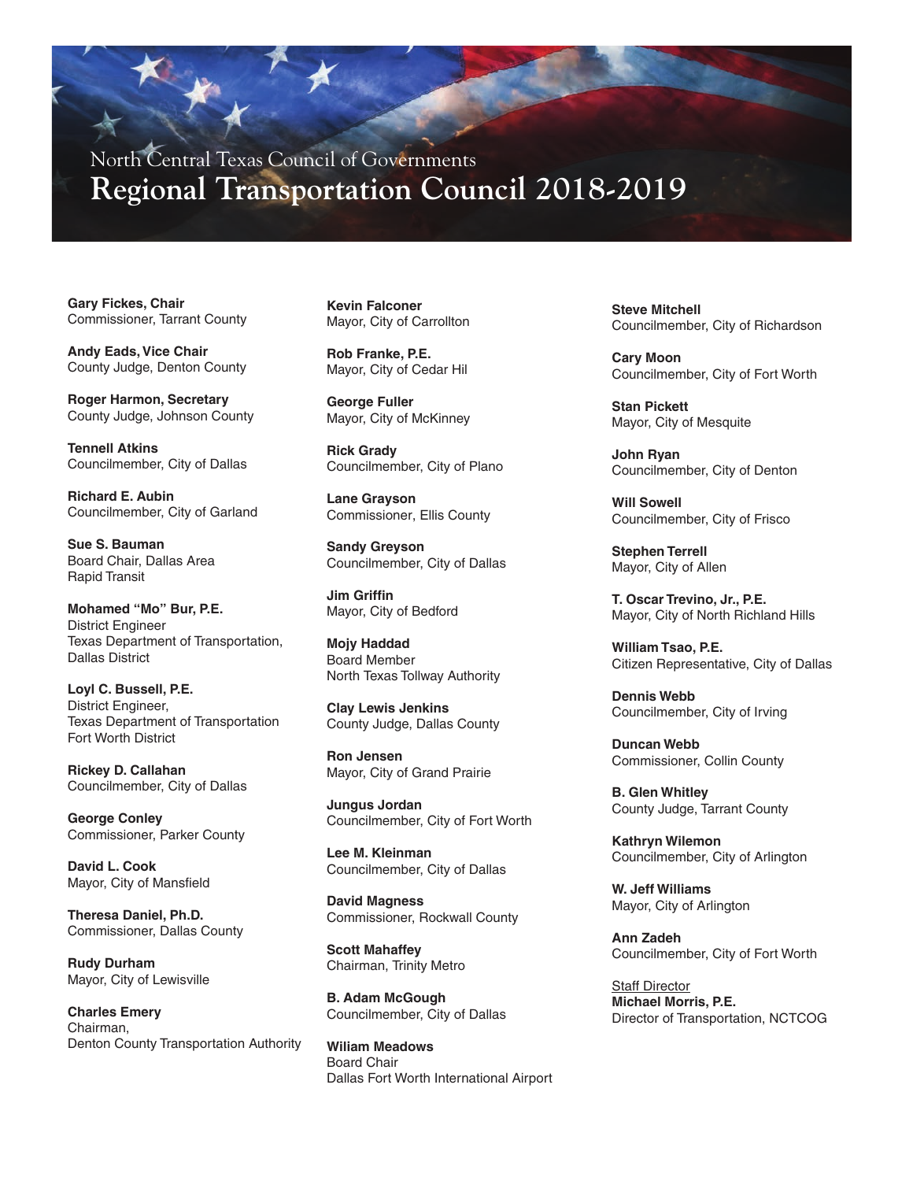North Central Texas Council of Governments

# Regional Transportation Council 2018-2019

**Gary Fickes, Chair**
Commissioner, Tarrant County

**Andy Eads, Vice Chair**
County Judge, Denton County

**Roger Harmon, Secretary**
County Judge, Johnson County

**Tennell Atkins**
Councilmember, City of Dallas

**Richard E. Aubin**
Councilmember, City of Garland

**Sue S. Bauman**
Board Chair, Dallas Area
Rapid Transit

**Mohamed "Mo" Bur, P.E.**
District Engineer
Texas Department of Transportation,
Dallas District

**Loyl C. Bussell, P.E.**
District Engineer,
Texas Department of Transportation
Fort Worth District

**Rickey D. Callahan**
Councilmember, City of Dallas

**George Conley**
Commissioner, Parker County

**David L. Cook**
Mayor, City of Mansfield

**Theresa Daniel, Ph.D.**
Commissioner, Dallas County

**Rudy Durham**
Mayor, City of Lewisville

**Charles Emery**
Chairman,
Denton County Transportation Authority

**Kevin Falconer**
Mayor, City of Carrollton

**Rob Franke, P.E.**
Mayor, City of Cedar Hil

**George Fuller**
Mayor, City of McKinney

**Rick Grady**
Councilmember, City of Plano

**Lane Grayson**
Commissioner, Ellis County

**Sandy Greyson**
Councilmember, City of Dallas

**Jim Griffin**
Mayor, City of Bedford

**Mojy Haddad**
Board Member
North Texas Tollway Authority

**Clay Lewis Jenkins**
County Judge, Dallas County

**Ron Jensen**
Mayor, City of Grand Prairie

**Jungus Jordan**
Councilmember, City of Fort Worth

**Lee M. Kleinman**
Councilmember, City of Dallas

**David Magness**
Commissioner, Rockwall County

**Scott Mahaffey**
Chairman, Trinity Metro

**B. Adam McGough**
Councilmember, City of Dallas

**Wiliam Meadows**
Board Chair
Dallas Fort Worth International Airport

**Steve Mitchell**
Councilmember, City of Richardson

**Cary Moon**
Councilmember, City of Fort Worth

**Stan Pickett**
Mayor, City of Mesquite

**John Ryan**
Councilmember, City of Denton

**Will Sowell**
Councilmember, City of Frisco

**Stephen Terrell**
Mayor, City of Allen

**T. Oscar Trevino, Jr., P.E.**
Mayor, City of North Richland Hills

**William Tsao, P.E.**
Citizen Representative, City of Dallas

**Dennis Webb**
Councilmember, City of Irving

**Duncan Webb**
Commissioner, Collin County

**B. Glen Whitley**
County Judge, Tarrant County

**Kathryn Wilemon**
Councilmember, City of Arlington

**W. Jeff Williams**
Mayor, City of Arlington

**Ann Zadeh**
Councilmember, City of Fort Worth

Staff Director
**Michael Morris, P.E.**
Director of Transportation, NCTCOG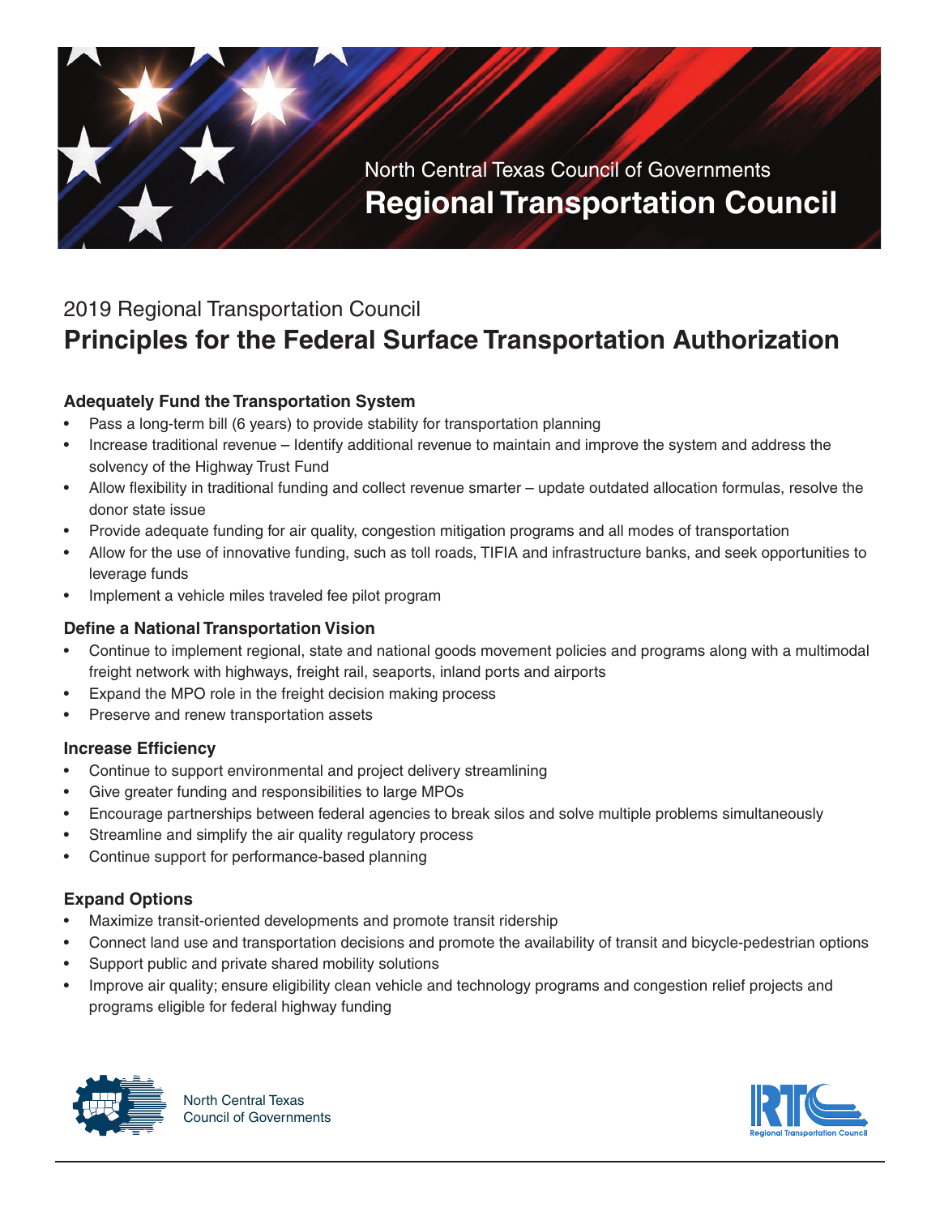North Central Texas Council of Governments

# Regional Transportation Council

2019 Regional Transportation Council

## Principles for the Federal Surface Transportation Authorization

### Adequately Fund the Transportation System

- Pass a long-term bill (6 years) to provide stability for transportation planning
- Increase traditional revenue – Identify additional revenue to maintain and improve the system and address the solvency of the Highway Trust Fund
- Allow flexibility in traditional funding and collect revenue smarter – update outdated allocation formulas, resolve the donor state issue
- Provide adequate funding for air quality, congestion mitigation programs and all modes of transportation
- Allow for the use of innovative funding, such as toll roads, TIFIA and infrastructure banks, and seek opportunities to leverage funds
- Implement a vehicle miles traveled fee pilot program

### Define a National Transportation Vision

- Continue to implement regional, state and national goods movement policies and programs along with a multimodal freight network with highways, freight rail, seaports, inland ports and airports
- Expand the MPO role in the freight decision making process
- Preserve and renew transportation assets

### Increase Efficiency

- Continue to support environmental and project delivery streamlining
- Give greater funding and responsibilities to large MPOs
- Encourage partnerships between federal agencies to break silos and solve multiple problems simultaneously
- Streamline and simplify the air quality regulatory process
- Continue support for performance-based planning

### Expand Options

- Maximize transit-oriented developments and promote transit ridership
- Connect land use and transportation decisions and promote the availability of transit and bicycle-pedestrian options
- Support public and private shared mobility solutions
- Improve air quality; ensure eligibility clean vehicle and technology programs and congestion relief projects and programs eligible for federal highway funding

North Central Texas Council of Governments

RTC Regional Transportation Council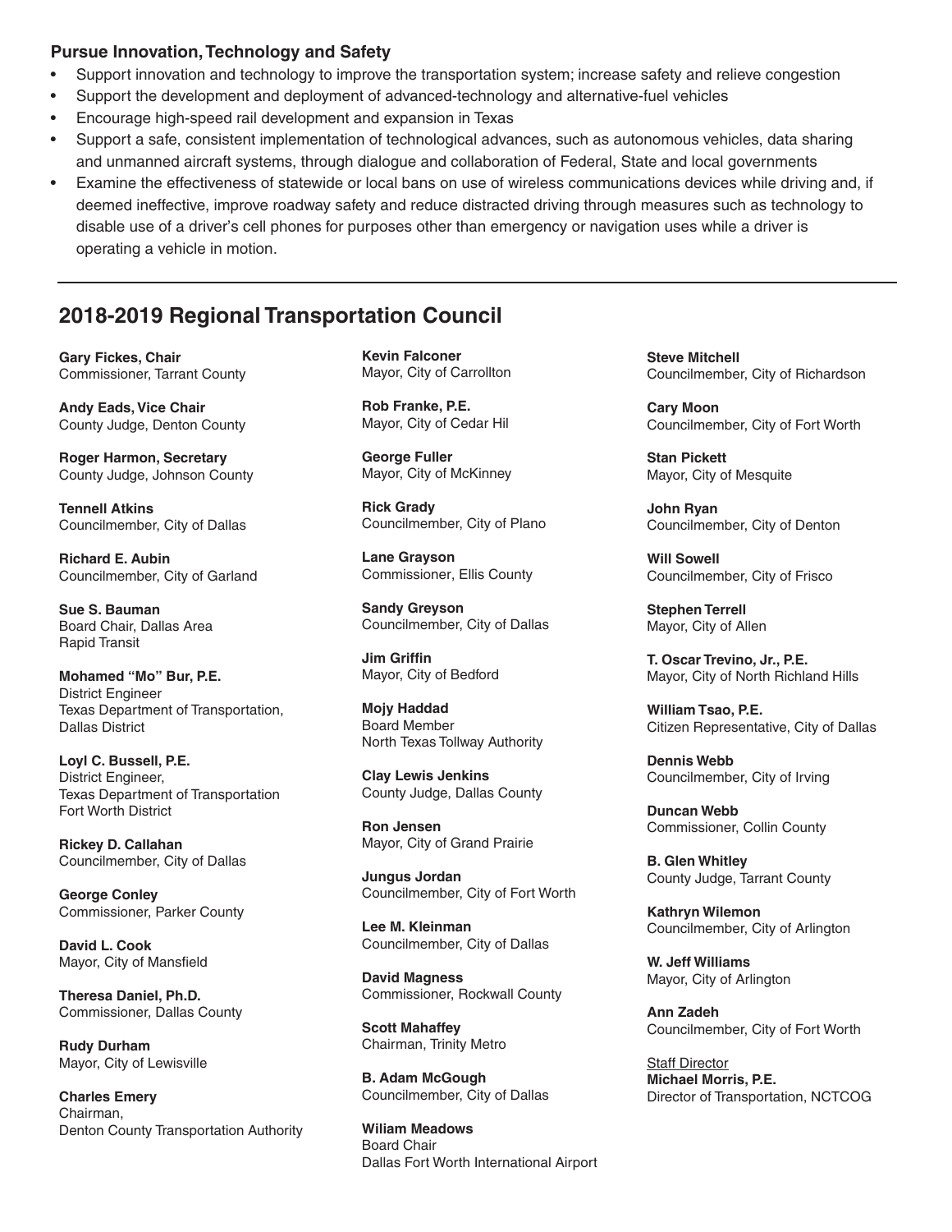**Pursue Innovation, Technology and Safety**

- Support innovation and technology to improve the transportation system; increase safety and relieve congestion
- Support the development and deployment of advanced-technology and alternative-fuel vehicles
- Encourage high-speed rail development and expansion in Texas
- Support a safe, consistent implementation of technological advances, such as autonomous vehicles, data sharing and unmanned aircraft systems, through dialogue and collaboration of Federal, State and local governments
- Examine the effectiveness of statewide or local bans on use of wireless communications devices while driving and, if deemed ineffective, improve roadway safety and reduce distracted driving through measures such as technology to disable use of a driver's cell phones for purposes other than emergency or navigation uses while a driver is operating a vehicle in motion.

---

## 2018-2019 Regional Transportation Council

**Gary Fickes, Chair**
Commissioner, Tarrant County

**Andy Eads, Vice Chair**
County Judge, Denton County

**Roger Harmon, Secretary**
County Judge, Johnson County

**Tennell Atkins**
Councilmember, City of Dallas

**Richard E. Aubin**
Councilmember, City of Garland

**Sue S. Bauman**
Board Chair, Dallas Area Rapid Transit

**Mohamed "Mo" Bur, P.E.**
District Engineer
Texas Department of Transportation, Dallas District

**Loyl C. Bussell, P.E.**
District Engineer,
Texas Department of Transportation
Fort Worth District

**Rickey D. Callahan**
Councilmember, City of Dallas

**George Conley**
Commissioner, Parker County

**David L. Cook**
Mayor, City of Mansfield

**Theresa Daniel, Ph.D.**
Commissioner, Dallas County

**Rudy Durham**
Mayor, City of Lewisville

**Charles Emery**
Chairman,
Denton County Transportation Authority

**Kevin Falconer**
Mayor, City of Carrollton

**Rob Franke, P.E.**
Mayor, City of Cedar Hil

**George Fuller**
Mayor, City of McKinney

**Rick Grady**
Councilmember, City of Plano

**Lane Grayson**
Commissioner, Ellis County

**Sandy Greyson**
Councilmember, City of Dallas

**Jim Griffin**
Mayor, City of Bedford

**Mojy Haddad**
Board Member
North Texas Tollway Authority

**Clay Lewis Jenkins**
County Judge, Dallas County

**Ron Jensen**
Mayor, City of Grand Prairie

**Jungus Jordan**
Councilmember, City of Fort Worth

**Lee M. Kleinman**
Councilmember, City of Dallas

**David Magness**
Commissioner, Rockwall County

**Scott Mahaffey**
Chairman, Trinity Metro

**B. Adam McGough**
Councilmember, City of Dallas

**Wiliam Meadows**
Board Chair
Dallas Fort Worth International Airport

**Steve Mitchell**
Councilmember, City of Richardson

**Cary Moon**
Councilmember, City of Fort Worth

**Stan Pickett**
Mayor, City of Mesquite

**John Ryan**
Councilmember, City of Denton

**Will Sowell**
Councilmember, City of Frisco

**Stephen Terrell**
Mayor, City of Allen

**T. Oscar Trevino, Jr., P.E.**
Mayor, City of North Richland Hills

**William Tsao, P.E.**
Citizen Representative, City of Dallas

**Dennis Webb**
Councilmember, City of Irving

**Duncan Webb**
Commissioner, Collin County

**B. Glen Whitley**
County Judge, Tarrant County

**Kathryn Wilemon**
Councilmember, City of Arlington

**W. Jeff Williams**
Mayor, City of Arlington

**Ann Zadeh**
Councilmember, City of Fort Worth

Staff Director
**Michael Morris, P.E.**
Director of Transportation, NCTCOG